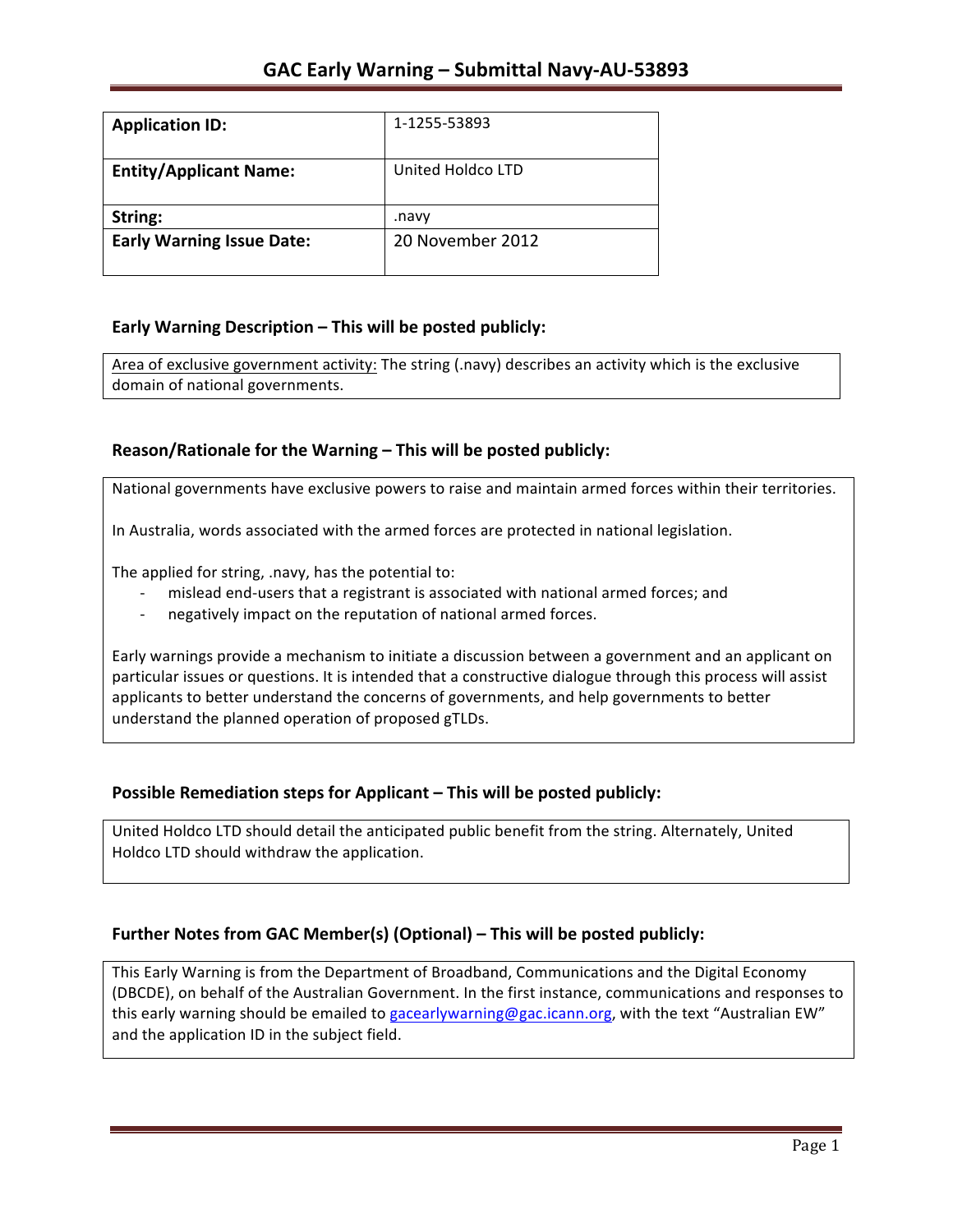# GAC Early Warning – Submittal Navy-AU-53893

| Application ID: | 1-1255-53893 |
|---|---|
| Entity/Applicant Name: | United Holdco LTD |
| String: | .navy |
| Early Warning Issue Date: | 20 November 2012 |

### Early Warning Description – This will be posted publicly:

Area of exclusive government activity: The string (.navy) describes an activity which is the exclusive domain of national governments.

### Reason/Rationale for the Warning – This will be posted publicly:

National governments have exclusive powers to raise and maintain armed forces within their territories.

In Australia, words associated with the armed forces are protected in national legislation.

The applied for string, .navy, has the potential to:

- mislead end-users that a registrant is associated with national armed forces; and
- negatively impact on the reputation of national armed forces.

Early warnings provide a mechanism to initiate a discussion between a government and an applicant on particular issues or questions. It is intended that a constructive dialogue through this process will assist applicants to better understand the concerns of governments, and help governments to better understand the planned operation of proposed gTLDs.

### Possible Remediation steps for Applicant – This will be posted publicly:

United Holdco LTD should detail the anticipated public benefit from the string. Alternately, United Holdco LTD should withdraw the application.

### Further Notes from GAC Member(s) (Optional) – This will be posted publicly:

This Early Warning is from the Department of Broadband, Communications and the Digital Economy (DBCDE), on behalf of the Australian Government. In the first instance, communications and responses to this early warning should be emailed to gacearlywarning@gac.icann.org, with the text "Australian EW" and the application ID in the subject field.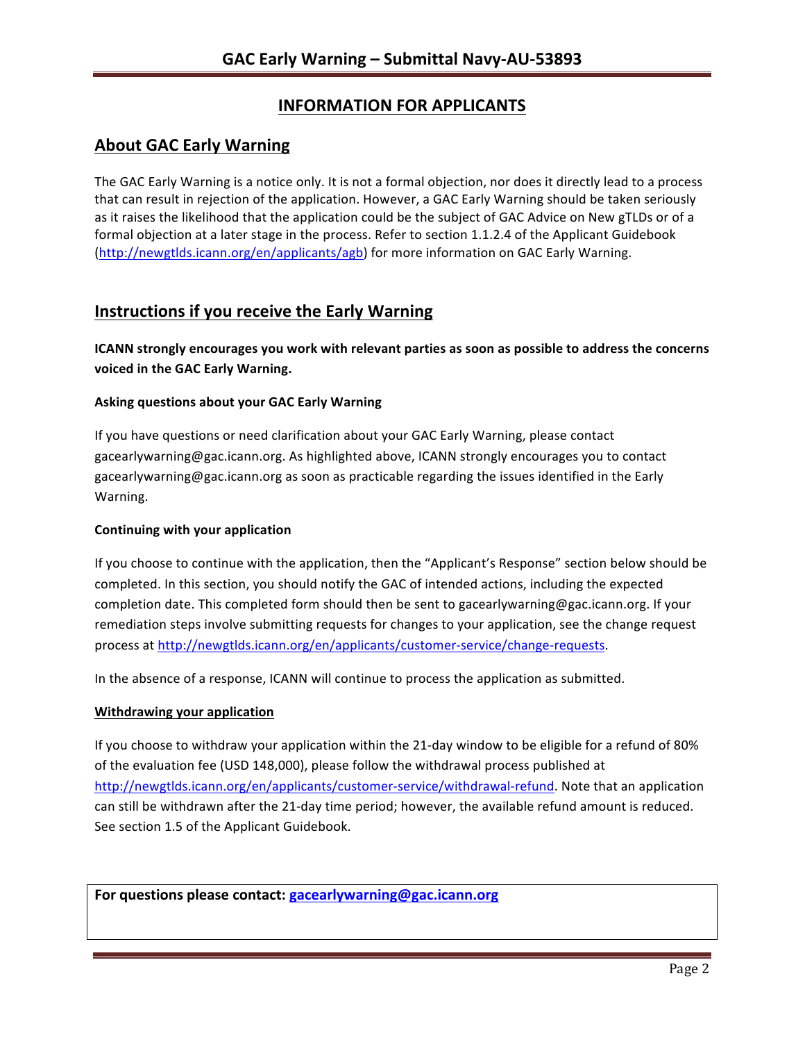## INFORMATION FOR APPLICANTS

## About GAC Early Warning

The GAC Early Warning is a notice only. It is not a formal objection, nor does it directly lead to a process that can result in rejection of the application. However, a GAC Early Warning should be taken seriously as it raises the likelihood that the application could be the subject of GAC Advice on New gTLDs or of a formal objection at a later stage in the process. Refer to section 1.1.2.4 of the Applicant Guidebook (http://newgtlds.icann.org/en/applicants/agb) for more information on GAC Early Warning.

## Instructions if you receive the Early Warning

**ICANN strongly encourages you work with relevant parties as soon as possible to address the concerns voiced in the GAC Early Warning.**

### Asking questions about your GAC Early Warning

If you have questions or need clarification about your GAC Early Warning, please contact gacearlywarning@gac.icann.org. As highlighted above, ICANN strongly encourages you to contact gacearlywarning@gac.icann.org as soon as practicable regarding the issues identified in the Early Warning.

### Continuing with your application

If you choose to continue with the application, then the "Applicant's Response" section below should be completed. In this section, you should notify the GAC of intended actions, including the expected completion date. This completed form should then be sent to gacearlywarning@gac.icann.org. If your remediation steps involve submitting requests for changes to your application, see the change request process at http://newgtlds.icann.org/en/applicants/customer-service/change-requests.

In the absence of a response, ICANN will continue to process the application as submitted.

### Withdrawing your application

If you choose to withdraw your application within the 21-day window to be eligible for a refund of 80% of the evaluation fee (USD 148,000), please follow the withdrawal process published at http://newgtlds.icann.org/en/applicants/customer-service/withdrawal-refund. Note that an application can still be withdrawn after the 21-day time period; however, the available refund amount is reduced. See section 1.5 of the Applicant Guidebook.

**For questions please contact: gacearlywarning@gac.icann.org**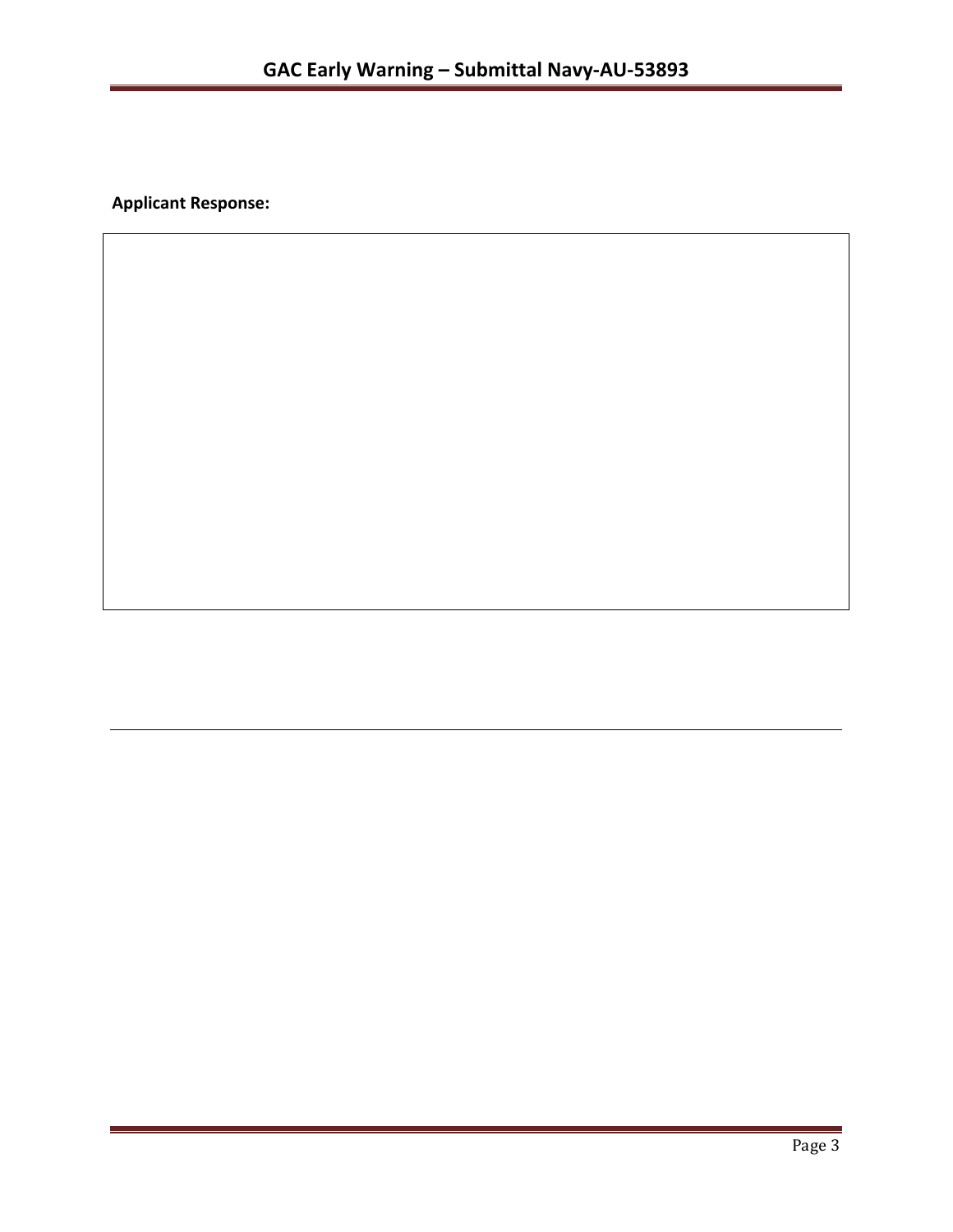**Applicant Response:**